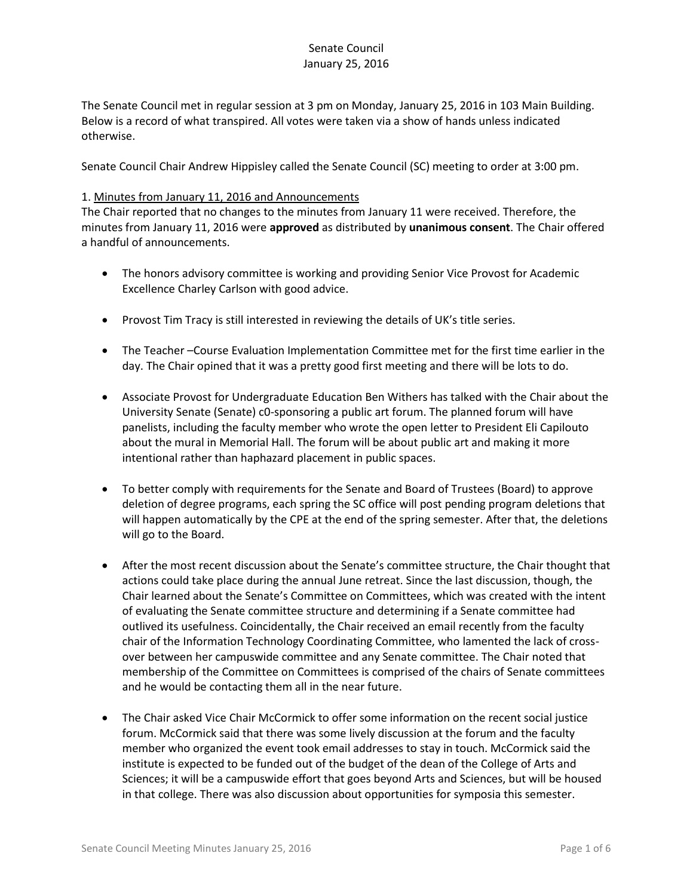# Senate Council
## January 25, 2016

The Senate Council met in regular session at 3 pm on Monday, January 25, 2016 in 103 Main Building. Below is a record of what transpired. All votes were taken via a show of hands unless indicated otherwise.

Senate Council Chair Andrew Hippisley called the Senate Council (SC) meeting to order at 3:00 pm.

1. Minutes from January 11, 2016 and Announcements

The Chair reported that no changes to the minutes from January 11 were received. Therefore, the minutes from January 11, 2016 were **approved** as distributed by **unanimous consent**. The Chair offered a handful of announcements.

- The honors advisory committee is working and providing Senior Vice Provost for Academic Excellence Charley Carlson with good advice.
- Provost Tim Tracy is still interested in reviewing the details of UK's title series.
- The Teacher –Course Evaluation Implementation Committee met for the first time earlier in the day. The Chair opined that it was a pretty good first meeting and there will be lots to do.
- Associate Provost for Undergraduate Education Ben Withers has talked with the Chair about the University Senate (Senate) c0-sponsoring a public art forum. The planned forum will have panelists, including the faculty member who wrote the open letter to President Eli Capilouto about the mural in Memorial Hall. The forum will be about public art and making it more intentional rather than haphazard placement in public spaces.
- To better comply with requirements for the Senate and Board of Trustees (Board) to approve deletion of degree programs, each spring the SC office will post pending program deletions that will happen automatically by the CPE at the end of the spring semester. After that, the deletions will go to the Board.
- After the most recent discussion about the Senate's committee structure, the Chair thought that actions could take place during the annual June retreat. Since the last discussion, though, the Chair learned about the Senate's Committee on Committees, which was created with the intent of evaluating the Senate committee structure and determining if a Senate committee had outlived its usefulness. Coincidentally, the Chair received an email recently from the faculty chair of the Information Technology Coordinating Committee, who lamented the lack of cross-over between her campuswide committee and any Senate committee. The Chair noted that membership of the Committee on Committees is comprised of the chairs of Senate committees and he would be contacting them all in the near future.
- The Chair asked Vice Chair McCormick to offer some information on the recent social justice forum. McCormick said that there was some lively discussion at the forum and the faculty member who organized the event took email addresses to stay in touch. McCormick said the institute is expected to be funded out of the budget of the dean of the College of Arts and Sciences; it will be a campuswide effort that goes beyond Arts and Sciences, but will be housed in that college. There was also discussion about opportunities for symposia this semester.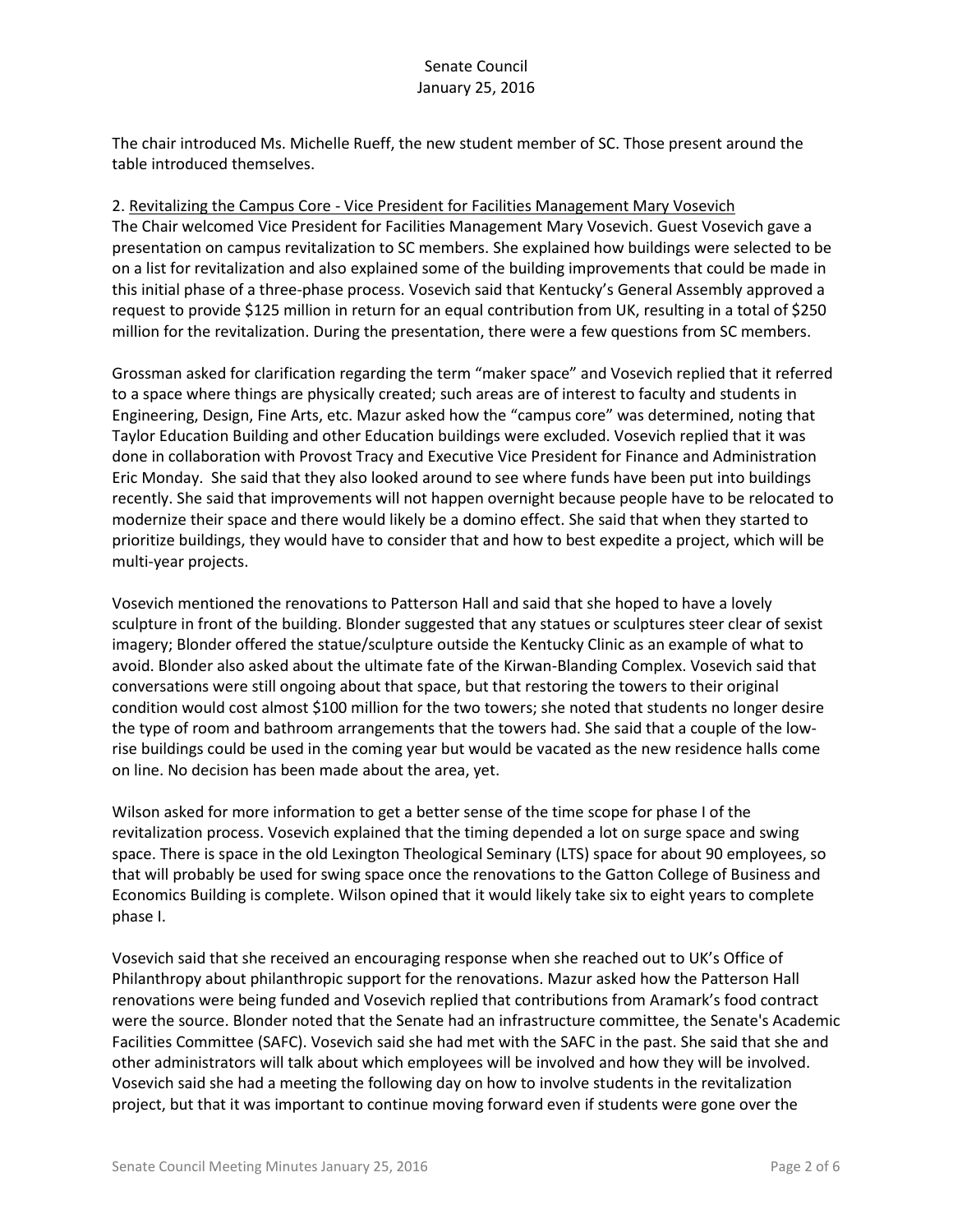The chair introduced Ms. Michelle Rueff, the new student member of SC. Those present around the table introduced themselves.

2. Revitalizing the Campus Core - Vice President for Facilities Management Mary Vosevich

The Chair welcomed Vice President for Facilities Management Mary Vosevich. Guest Vosevich gave a presentation on campus revitalization to SC members. She explained how buildings were selected to be on a list for revitalization and also explained some of the building improvements that could be made in this initial phase of a three-phase process. Vosevich said that Kentucky's General Assembly approved a request to provide $125 million in return for an equal contribution from UK, resulting in a total of $250 million for the revitalization. During the presentation, there were a few questions from SC members.

Grossman asked for clarification regarding the term "maker space" and Vosevich replied that it referred to a space where things are physically created; such areas are of interest to faculty and students in Engineering, Design, Fine Arts, etc. Mazur asked how the "campus core" was determined, noting that Taylor Education Building and other Education buildings were excluded. Vosevich replied that it was done in collaboration with Provost Tracy and Executive Vice President for Finance and Administration Eric Monday. She said that they also looked around to see where funds have been put into buildings recently. She said that improvements will not happen overnight because people have to be relocated to modernize their space and there would likely be a domino effect. She said that when they started to prioritize buildings, they would have to consider that and how to best expedite a project, which will be multi-year projects.

Vosevich mentioned the renovations to Patterson Hall and said that she hoped to have a lovely sculpture in front of the building. Blonder suggested that any statues or sculptures steer clear of sexist imagery; Blonder offered the statue/sculpture outside the Kentucky Clinic as an example of what to avoid. Blonder also asked about the ultimate fate of the Kirwan-Blanding Complex. Vosevich said that conversations were still ongoing about that space, but that restoring the towers to their original condition would cost almost $100 million for the two towers; she noted that students no longer desire the type of room and bathroom arrangements that the towers had. She said that a couple of the low-rise buildings could be used in the coming year but would be vacated as the new residence halls come on line. No decision has been made about the area, yet.

Wilson asked for more information to get a better sense of the time scope for phase I of the revitalization process. Vosevich explained that the timing depended a lot on surge space and swing space. There is space in the old Lexington Theological Seminary (LTS) space for about 90 employees, so that will probably be used for swing space once the renovations to the Gatton College of Business and Economics Building is complete. Wilson opined that it would likely take six to eight years to complete phase I.

Vosevich said that she received an encouraging response when she reached out to UK's Office of Philanthropy about philanthropic support for the renovations. Mazur asked how the Patterson Hall renovations were being funded and Vosevich replied that contributions from Aramark's food contract were the source. Blonder noted that the Senate had an infrastructure committee, the Senate's Academic Facilities Committee (SAFC). Vosevich said she had met with the SAFC in the past. She said that she and other administrators will talk about which employees will be involved and how they will be involved. Vosevich said she had a meeting the following day on how to involve students in the revitalization project, but that it was important to continue moving forward even if students were gone over the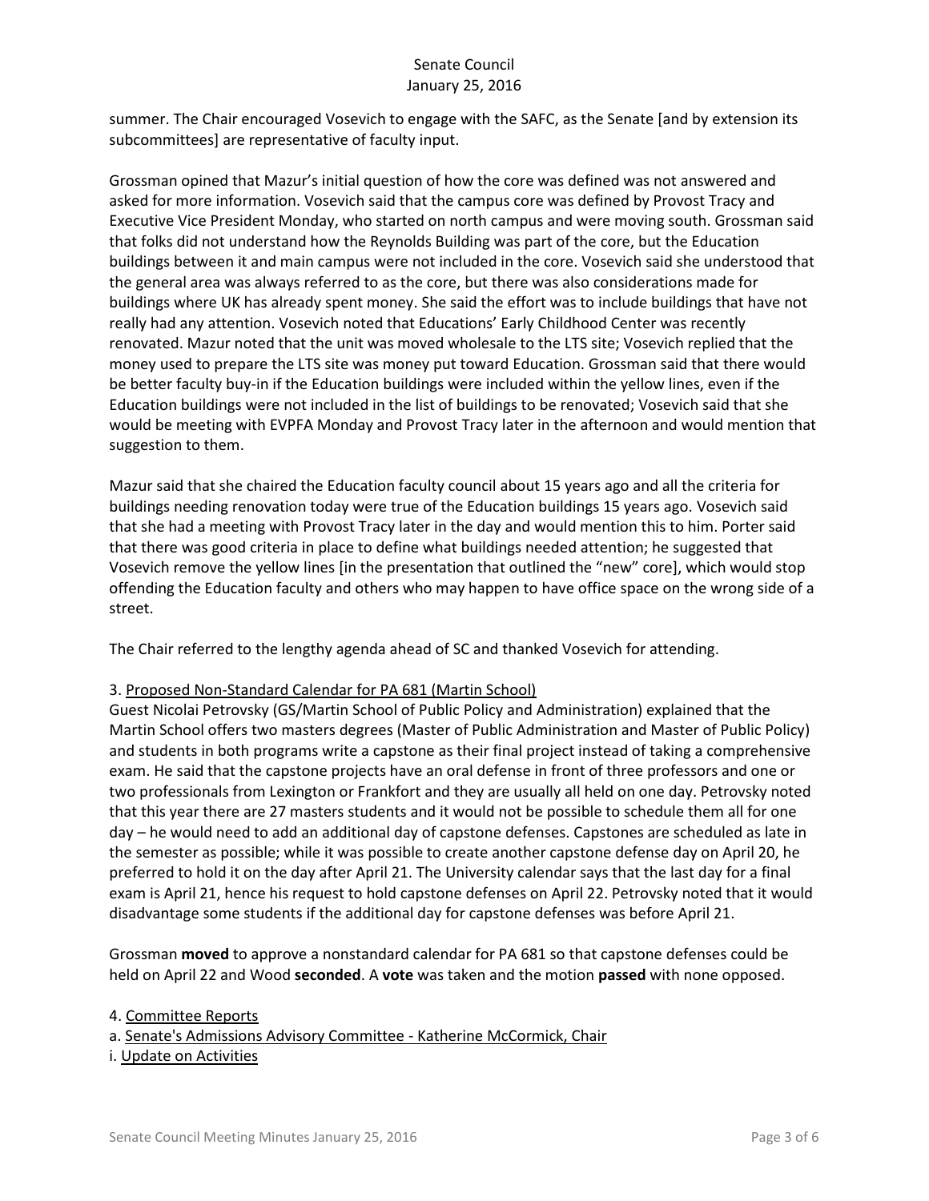summer. The Chair encouraged Vosevich to engage with the SAFC, as the Senate [and by extension its subcommittees] are representative of faculty input.

Grossman opined that Mazur's initial question of how the core was defined was not answered and asked for more information. Vosevich said that the campus core was defined by Provost Tracy and Executive Vice President Monday, who started on north campus and were moving south. Grossman said that folks did not understand how the Reynolds Building was part of the core, but the Education buildings between it and main campus were not included in the core. Vosevich said she understood that the general area was always referred to as the core, but there was also considerations made for buildings where UK has already spent money. She said the effort was to include buildings that have not really had any attention. Vosevich noted that Educations' Early Childhood Center was recently renovated. Mazur noted that the unit was moved wholesale to the LTS site; Vosevich replied that the money used to prepare the LTS site was money put toward Education. Grossman said that there would be better faculty buy-in if the Education buildings were included within the yellow lines, even if the Education buildings were not included in the list of buildings to be renovated; Vosevich said that she would be meeting with EVPFA Monday and Provost Tracy later in the afternoon and would mention that suggestion to them.

Mazur said that she chaired the Education faculty council about 15 years ago and all the criteria for buildings needing renovation today were true of the Education buildings 15 years ago. Vosevich said that she had a meeting with Provost Tracy later in the day and would mention this to him. Porter said that there was good criteria in place to define what buildings needed attention; he suggested that Vosevich remove the yellow lines [in the presentation that outlined the "new" core], which would stop offending the Education faculty and others who may happen to have office space on the wrong side of a street.

The Chair referred to the lengthy agenda ahead of SC and thanked Vosevich for attending.

3. Proposed Non-Standard Calendar for PA 681 (Martin School)

Guest Nicolai Petrovsky (GS/Martin School of Public Policy and Administration) explained that the Martin School offers two masters degrees (Master of Public Administration and Master of Public Policy) and students in both programs write a capstone as their final project instead of taking a comprehensive exam. He said that the capstone projects have an oral defense in front of three professors and one or two professionals from Lexington or Frankfort and they are usually all held on one day. Petrovsky noted that this year there are 27 masters students and it would not be possible to schedule them all for one day – he would need to add an additional day of capstone defenses. Capstones are scheduled as late in the semester as possible; while it was possible to create another capstone defense day on April 20, he preferred to hold it on the day after April 21. The University calendar says that the last day for a final exam is April 21, hence his request to hold capstone defenses on April 22. Petrovsky noted that it would disadvantage some students if the additional day for capstone defenses was before April 21.

Grossman **moved** to approve a nonstandard calendar for PA 681 so that capstone defenses could be held on April 22 and Wood **seconded**. A **vote** was taken and the motion **passed** with none opposed.

4. Committee Reports

a. Senate's Admissions Advisory Committee - Katherine McCormick, Chair

i. Update on Activities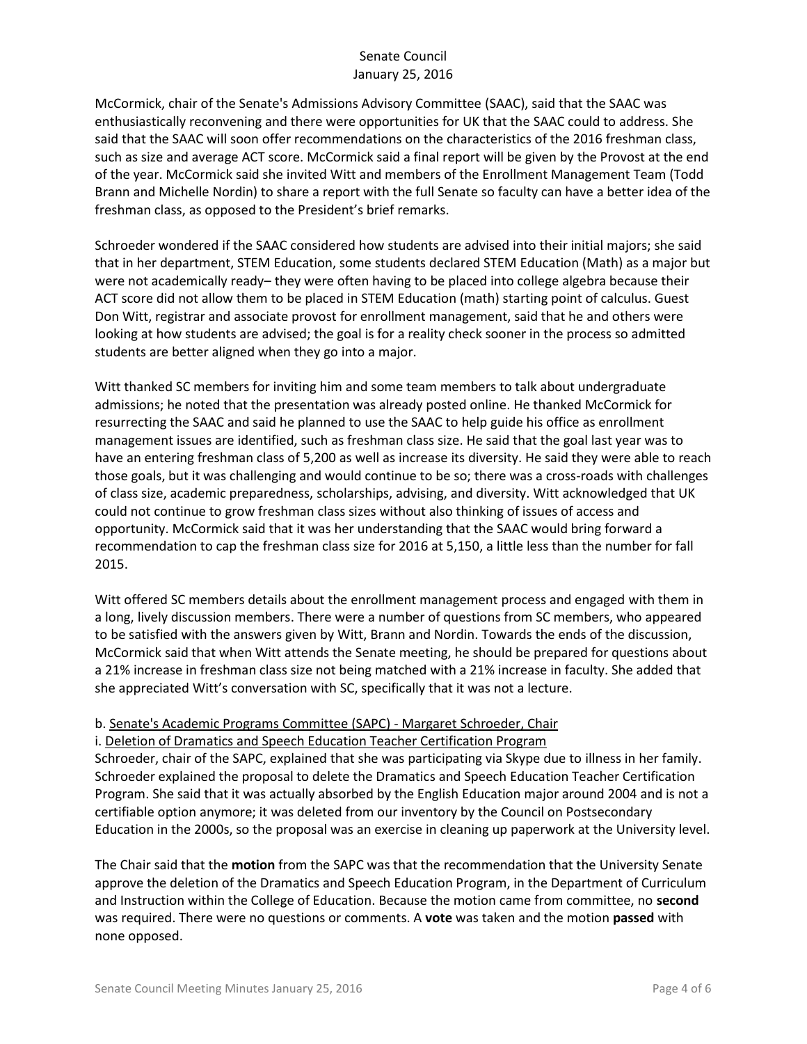McCormick, chair of the Senate's Admissions Advisory Committee (SAAC), said that the SAAC was enthusiastically reconvening and there were opportunities for UK that the SAAC could to address. She said that the SAAC will soon offer recommendations on the characteristics of the 2016 freshman class, such as size and average ACT score. McCormick said a final report will be given by the Provost at the end of the year. McCormick said she invited Witt and members of the Enrollment Management Team (Todd Brann and Michelle Nordin) to share a report with the full Senate so faculty can have a better idea of the freshman class, as opposed to the President's brief remarks.

Schroeder wondered if the SAAC considered how students are advised into their initial majors; she said that in her department, STEM Education, some students declared STEM Education (Math) as a major but were not academically ready– they were often having to be placed into college algebra because their ACT score did not allow them to be placed in STEM Education (math) starting point of calculus. Guest Don Witt, registrar and associate provost for enrollment management, said that he and others were looking at how students are advised; the goal is for a reality check sooner in the process so admitted students are better aligned when they go into a major.

Witt thanked SC members for inviting him and some team members to talk about undergraduate admissions; he noted that the presentation was already posted online. He thanked McCormick for resurrecting the SAAC and said he planned to use the SAAC to help guide his office as enrollment management issues are identified, such as freshman class size. He said that the goal last year was to have an entering freshman class of 5,200 as well as increase its diversity. He said they were able to reach those goals, but it was challenging and would continue to be so; there was a cross-roads with challenges of class size, academic preparedness, scholarships, advising, and diversity. Witt acknowledged that UK could not continue to grow freshman class sizes without also thinking of issues of access and opportunity. McCormick said that it was her understanding that the SAAC would bring forward a recommendation to cap the freshman class size for 2016 at 5,150, a little less than the number for fall 2015.

Witt offered SC members details about the enrollment management process and engaged with them in a long, lively discussion members. There were a number of questions from SC members, who appeared to be satisfied with the answers given by Witt, Brann and Nordin. Towards the ends of the discussion, McCormick said that when Witt attends the Senate meeting, he should be prepared for questions about a 21% increase in freshman class size not being matched with a 21% increase in faculty. She added that she appreciated Witt's conversation with SC, specifically that it was not a lecture.

b. Senate's Academic Programs Committee (SAPC) - Margaret Schroeder, Chair

i. Deletion of Dramatics and Speech Education Teacher Certification Program

Schroeder, chair of the SAPC, explained that she was participating via Skype due to illness in her family. Schroeder explained the proposal to delete the Dramatics and Speech Education Teacher Certification Program. She said that it was actually absorbed by the English Education major around 2004 and is not a certifiable option anymore; it was deleted from our inventory by the Council on Postsecondary Education in the 2000s, so the proposal was an exercise in cleaning up paperwork at the University level.

The Chair said that the **motion** from the SAPC was that the recommendation that the University Senate approve the deletion of the Dramatics and Speech Education Program, in the Department of Curriculum and Instruction within the College of Education. Because the motion came from committee, no **second** was required. There were no questions or comments. A **vote** was taken and the motion **passed** with none opposed.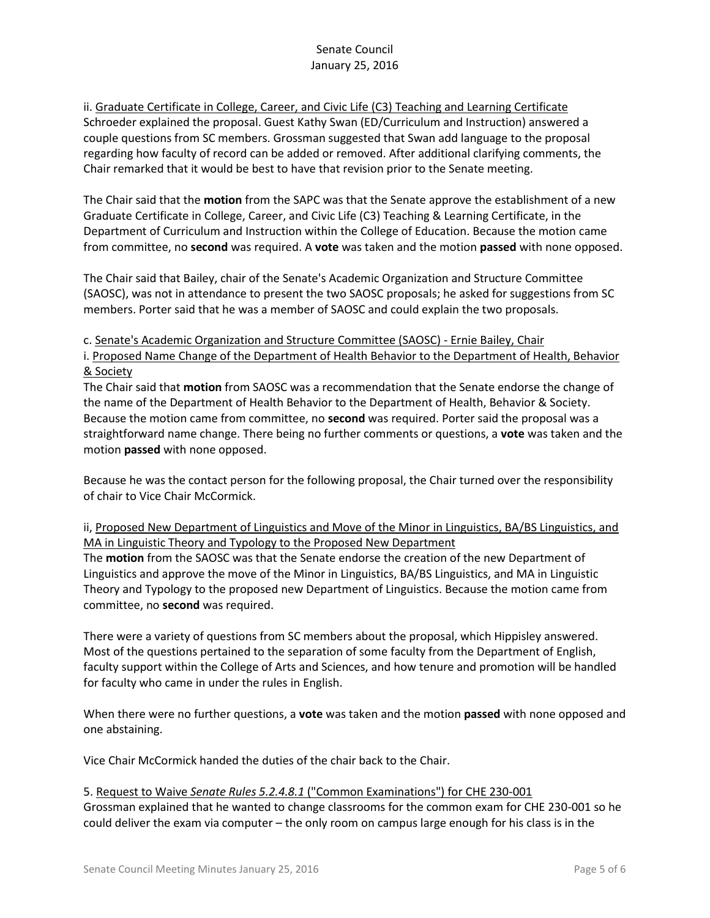ii. <u>Graduate Certificate in College, Career, and Civic Life (C3) Teaching and Learning Certificate</u>
Schroeder explained the proposal. Guest Kathy Swan (ED/Curriculum and Instruction) answered a couple questions from SC members. Grossman suggested that Swan add language to the proposal regarding how faculty of record can be added or removed. After additional clarifying comments, the Chair remarked that it would be best to have that revision prior to the Senate meeting.

The Chair said that the **motion** from the SAPC was that the Senate approve the establishment of a new Graduate Certificate in College, Career, and Civic Life (C3) Teaching & Learning Certificate, in the Department of Curriculum and Instruction within the College of Education. Because the motion came from committee, no **second** was required. A **vote** was taken and the motion **passed** with none opposed.

The Chair said that Bailey, chair of the Senate's Academic Organization and Structure Committee (SAOSC), was not in attendance to present the two SAOSC proposals; he asked for suggestions from SC members. Porter said that he was a member of SAOSC and could explain the two proposals.

c. <u>Senate's Academic Organization and Structure Committee (SAOSC) - Ernie Bailey, Chair</u>
i. <u>Proposed Name Change of the Department of Health Behavior to the Department of Health, Behavior & Society</u>
The Chair said that **motion** from SAOSC was a recommendation that the Senate endorse the change of the name of the Department of Health Behavior to the Department of Health, Behavior & Society. Because the motion came from committee, no **second** was required. Porter said the proposal was a straightforward name change. There being no further comments or questions, a **vote** was taken and the motion **passed** with none opposed.

Because he was the contact person for the following proposal, the Chair turned over the responsibility of chair to Vice Chair McCormick.

ii, <u>Proposed New Department of Linguistics and Move of the Minor in Linguistics, BA/BS Linguistics, and MA in Linguistic Theory and Typology to the Proposed New Department</u>
The **motion** from the SAOSC was that the Senate endorse the creation of the new Department of Linguistics and approve the move of the Minor in Linguistics, BA/BS Linguistics, and MA in Linguistic Theory and Typology to the proposed new Department of Linguistics. Because the motion came from committee, no **second** was required.

There were a variety of questions from SC members about the proposal, which Hippisley answered. Most of the questions pertained to the separation of some faculty from the Department of English, faculty support within the College of Arts and Sciences, and how tenure and promotion will be handled for faculty who came in under the rules in English.

When there were no further questions, a **vote** was taken and the motion **passed** with none opposed and one abstaining.

Vice Chair McCormick handed the duties of the chair back to the Chair.

5. <u>Request to Waive *Senate Rules 5.2.4.8.1* ("Common Examinations") for CHE 230-001</u>
Grossman explained that he wanted to change classrooms for the common exam for CHE 230-001 so he could deliver the exam via computer – the only room on campus large enough for his class is in the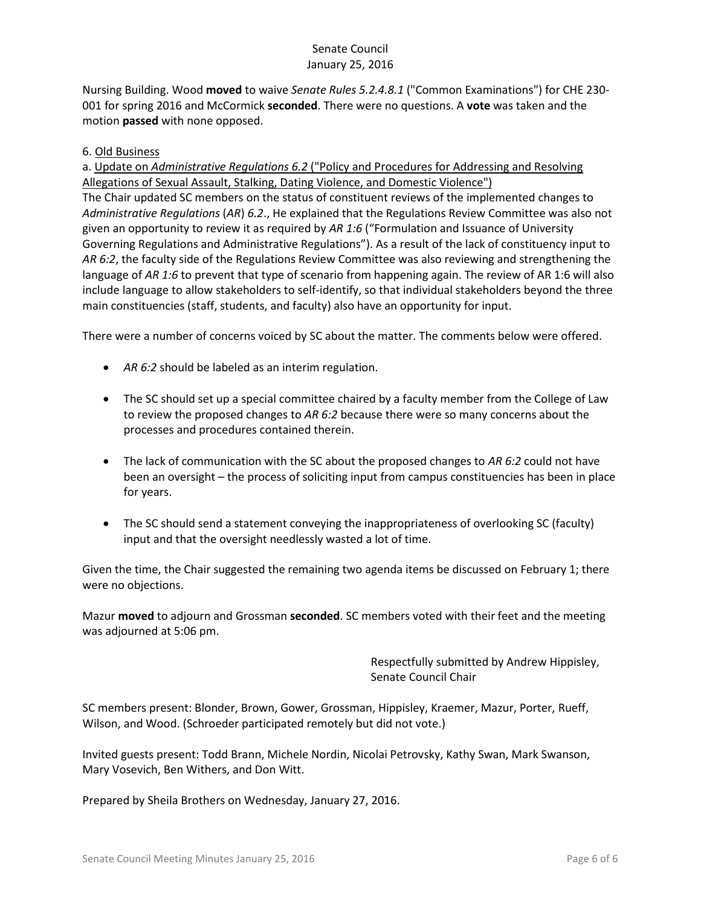Nursing Building. Wood **moved** to waive *Senate Rules 5.2.4.8.1* ("Common Examinations") for CHE 230-001 for spring 2016 and McCormick **seconded**. There were no questions. A **vote** was taken and the motion **passed** with none opposed.

6. Old Business

a. Update on *Administrative Regulations 6.2* ("Policy and Procedures for Addressing and Resolving Allegations of Sexual Assault, Stalking, Dating Violence, and Domestic Violence")

The Chair updated SC members on the status of constituent reviews of the implemented changes to *Administrative Regulations* (*AR*) *6.2*., He explained that the Regulations Review Committee was also not given an opportunity to review it as required by *AR 1:6* ("Formulation and Issuance of University Governing Regulations and Administrative Regulations"). As a result of the lack of constituency input to *AR 6:2*, the faculty side of the Regulations Review Committee was also reviewing and strengthening the language of *AR 1:6* to prevent that type of scenario from happening again. The review of AR 1:6 will also include language to allow stakeholders to self-identify, so that individual stakeholders beyond the three main constituencies (staff, students, and faculty) also have an opportunity for input.

There were a number of concerns voiced by SC about the matter. The comments below were offered.

- *AR 6:2* should be labeled as an interim regulation.
- The SC should set up a special committee chaired by a faculty member from the College of Law to review the proposed changes to *AR 6:2* because there were so many concerns about the processes and procedures contained therein.
- The lack of communication with the SC about the proposed changes to *AR 6:2* could not have been an oversight – the process of soliciting input from campus constituencies has been in place for years.
- The SC should send a statement conveying the inappropriateness of overlooking SC (faculty) input and that the oversight needlessly wasted a lot of time.

Given the time, the Chair suggested the remaining two agenda items be discussed on February 1; there were no objections.

Mazur **moved** to adjourn and Grossman **seconded**. SC members voted with their feet and the meeting was adjourned at 5:06 pm.

Respectfully submitted by Andrew Hippisley,
Senate Council Chair

SC members present: Blonder, Brown, Gower, Grossman, Hippisley, Kraemer, Mazur, Porter, Rueff, Wilson, and Wood. (Schroeder participated remotely but did not vote.)

Invited guests present: Todd Brann, Michele Nordin, Nicolai Petrovsky, Kathy Swan, Mark Swanson, Mary Vosevich, Ben Withers, and Don Witt.

Prepared by Sheila Brothers on Wednesday, January 27, 2016.